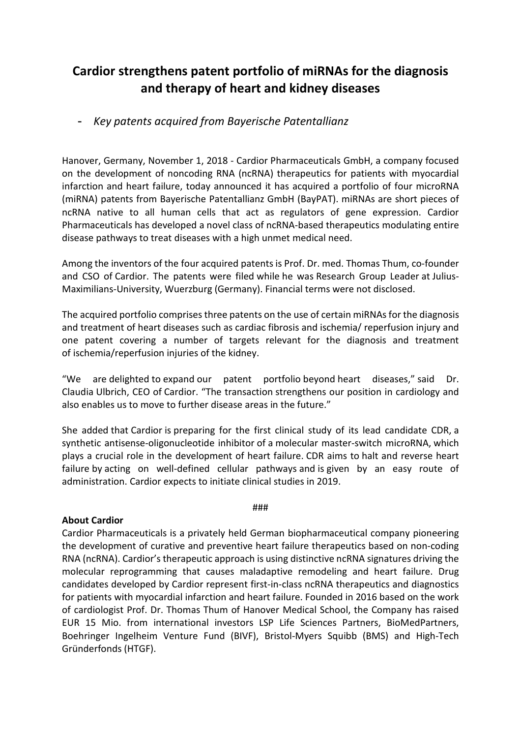# Cardior strengthens patent portfolio of miRNAs for the diagnosis and therapy of heart and kidney diseases

- *Key patents acquired from Bayerische Patentallianz*

Hanover, Germany, November 1, 2018 - Cardior Pharmaceuticals GmbH, a company focused on the development of noncoding RNA (ncRNA) therapeutics for patients with myocardial infarction and heart failure, today announced it has acquired a portfolio of four microRNA (miRNA) patents from Bayerische Patentallianz GmbH (BayPAT). miRNAs are short pieces of ncRNA native to all human cells that act as regulators of gene expression. Cardior Pharmaceuticals has developed a novel class of ncRNA-based therapeutics modulating entire disease pathways to treat diseases with a high unmet medical need.

Among the inventors of the four acquired patents is Prof. Dr. med. Thomas Thum, co-founder and CSO of Cardior. The patents were filed while he was Research Group Leader at Julius-Maximilians-University, Wuerzburg (Germany). Financial terms were not disclosed.

The acquired portfolio comprises three patents on the use of certain miRNAs for the diagnosis and treatment of heart diseases such as cardiac fibrosis and ischemia/ reperfusion injury and one patent covering a number of targets relevant for the diagnosis and treatment of ischemia/reperfusion injuries of the kidney.

"We are delighted to expand our patent portfolio beyond heart diseases," said Dr. Claudia Ulbrich, CEO of Cardior. "The transaction strengthens our position in cardiology and also enables us to move to further disease areas in the future."

She added that Cardior is preparing for the first clinical study of its lead candidate CDR, a synthetic antisense-oligonucleotide inhibitor of a molecular master-switch microRNA, which plays a crucial role in the development of heart failure. CDR aims to halt and reverse heart failure by acting on well-defined cellular pathways and is given by an easy route of administration. Cardior expects to initiate clinical studies in 2019.

###

**About Cardior**

Cardior Pharmaceuticals is a privately held German biopharmaceutical company pioneering the development of curative and preventive heart failure therapeutics based on non-coding RNA (ncRNA). Cardior's therapeutic approach is using distinctive ncRNA signatures driving the molecular reprogramming that causes maladaptive remodeling and heart failure. Drug candidates developed by Cardior represent first-in-class ncRNA therapeutics and diagnostics for patients with myocardial infarction and heart failure. Founded in 2016 based on the work of cardiologist Prof. Dr. Thomas Thum of Hanover Medical School, the Company has raised EUR 15 Mio. from international investors LSP Life Sciences Partners, BioMedPartners, Boehringer Ingelheim Venture Fund (BIVF), Bristol-Myers Squibb (BMS) and High-Tech Gründerfonds (HTGF).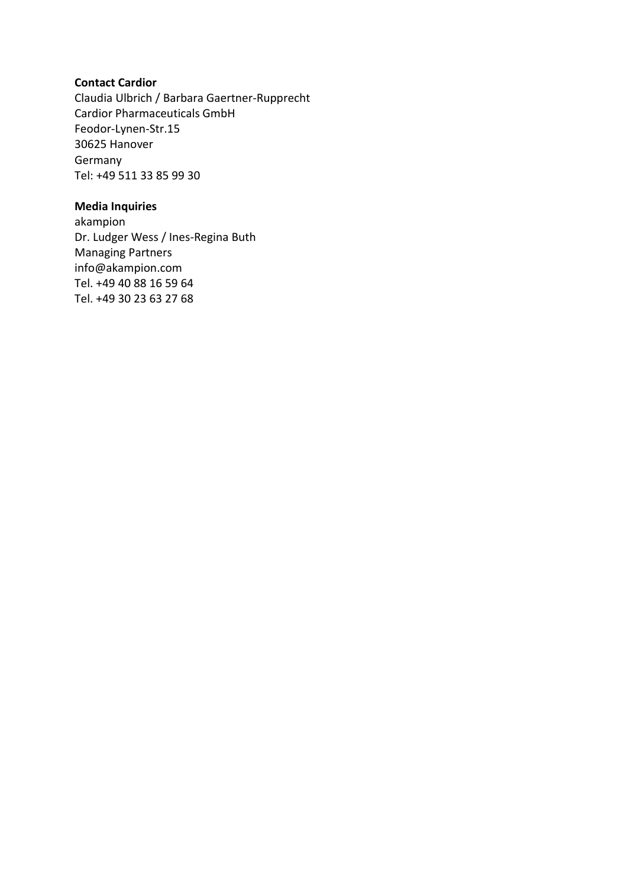**Contact Cardior**

Claudia Ulbrich / Barbara Gaertner-Rupprecht
Cardior Pharmaceuticals GmbH
Feodor-Lynen-Str.15
30625 Hanover
Germany
Tel: +49 511 33 85 99 30

**Media Inquiries**

akampion
Dr. Ludger Wess / Ines-Regina Buth
Managing Partners
info@akampion.com
Tel. +49 40 88 16 59 64
Tel. +49 30 23 63 27 68